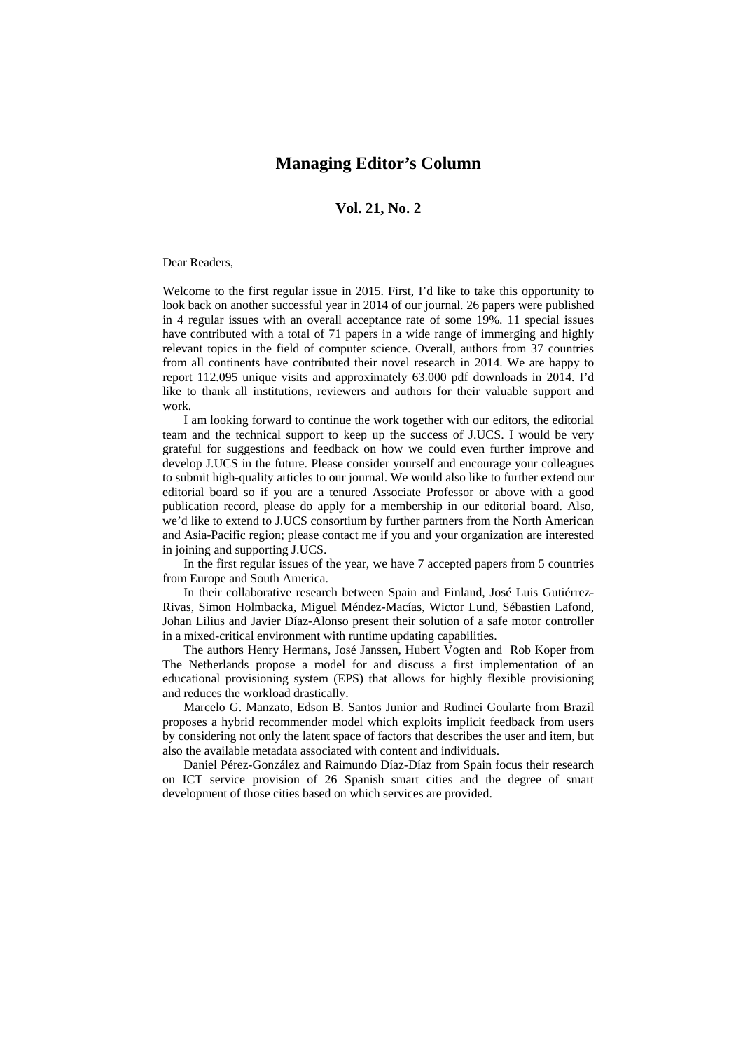# Managing Editor's Column

## Vol. 21, No. 2

Dear Readers,

Welcome to the first regular issue in 2015. First, I'd like to take this opportunity to look back on another successful year in 2014 of our journal. 26 papers were published in 4 regular issues with an overall acceptance rate of some 19%. 11 special issues have contributed with a total of 71 papers in a wide range of immerging and highly relevant topics in the field of computer science. Overall, authors from 37 countries from all continents have contributed their novel research in 2014. We are happy to report 112.095 unique visits and approximately 63.000 pdf downloads in 2014. I'd like to thank all institutions, reviewers and authors for their valuable support and work.

I am looking forward to continue the work together with our editors, the editorial team and the technical support to keep up the success of J.UCS. I would be very grateful for suggestions and feedback on how we could even further improve and develop J.UCS in the future. Please consider yourself and encourage your colleagues to submit high-quality articles to our journal. We would also like to further extend our editorial board so if you are a tenured Associate Professor or above with a good publication record, please do apply for a membership in our editorial board. Also, we'd like to extend to J.UCS consortium by further partners from the North American and Asia-Pacific region; please contact me if you and your organization are interested in joining and supporting J.UCS.

In the first regular issues of the year, we have 7 accepted papers from 5 countries from Europe and South America.

In their collaborative research between Spain and Finland, José Luis Gutiérrez-Rivas, Simon Holmbacka, Miguel Méndez-Macías, Wictor Lund, Sébastien Lafond, Johan Lilius and Javier Díaz-Alonso present their solution of a safe motor controller in a mixed-critical environment with runtime updating capabilities.

The authors Henry Hermans, José Janssen, Hubert Vogten and Rob Koper from The Netherlands propose a model for and discuss a first implementation of an educational provisioning system (EPS) that allows for highly flexible provisioning and reduces the workload drastically.

Marcelo G. Manzato, Edson B. Santos Junior and Rudinei Goularte from Brazil proposes a hybrid recommender model which exploits implicit feedback from users by considering not only the latent space of factors that describes the user and item, but also the available metadata associated with content and individuals.

Daniel Pérez-González and Raimundo Díaz-Díaz from Spain focus their research on ICT service provision of 26 Spanish smart cities and the degree of smart development of those cities based on which services are provided.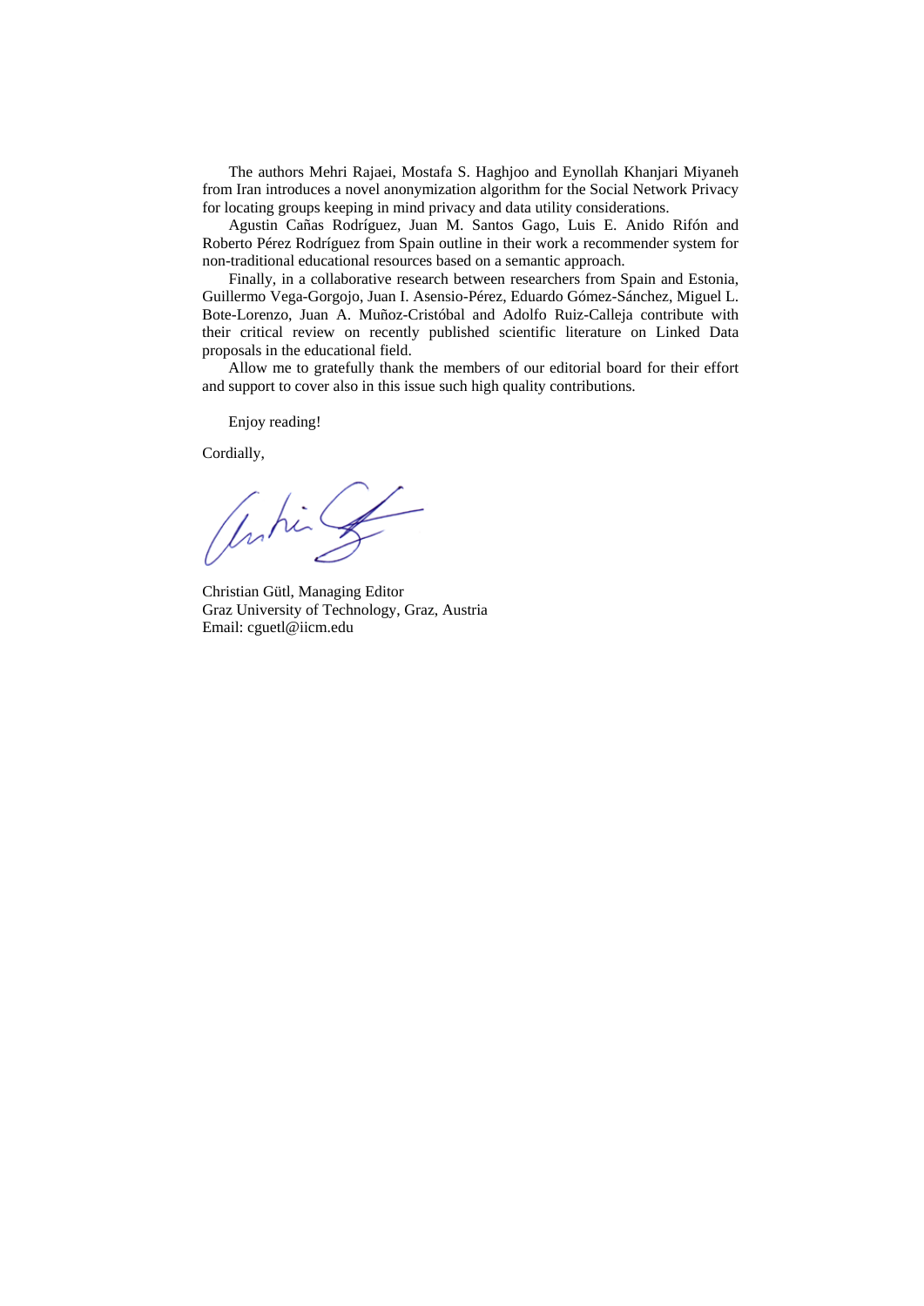The authors Mehri Rajaei, Mostafa S. Haghjoo and Eynollah Khanjari Miyaneh from Iran introduces a novel anonymization algorithm for the Social Network Privacy for locating groups keeping in mind privacy and data utility considerations.

Agustin Cañas Rodríguez, Juan M. Santos Gago, Luis E. Anido Rifón and Roberto Pérez Rodríguez from Spain outline in their work a recommender system for non-traditional educational resources based on a semantic approach.

Finally, in a collaborative research between researchers from Spain and Estonia, Guillermo Vega-Gorgojo, Juan I. Asensio-Pérez, Eduardo Gómez-Sánchez, Miguel L. Bote-Lorenzo, Juan A. Muñoz-Cristóbal and Adolfo Ruiz-Calleja contribute with their critical review on recently published scientific literature on Linked Data proposals in the educational field.

Allow me to gratefully thank the members of our editorial board for their effort and support to cover also in this issue such high quality contributions.

Enjoy reading!

Cordially,

Christian Gütl, Managing Editor
Graz University of Technology, Graz, Austria
Email: cguetl@iicm.edu